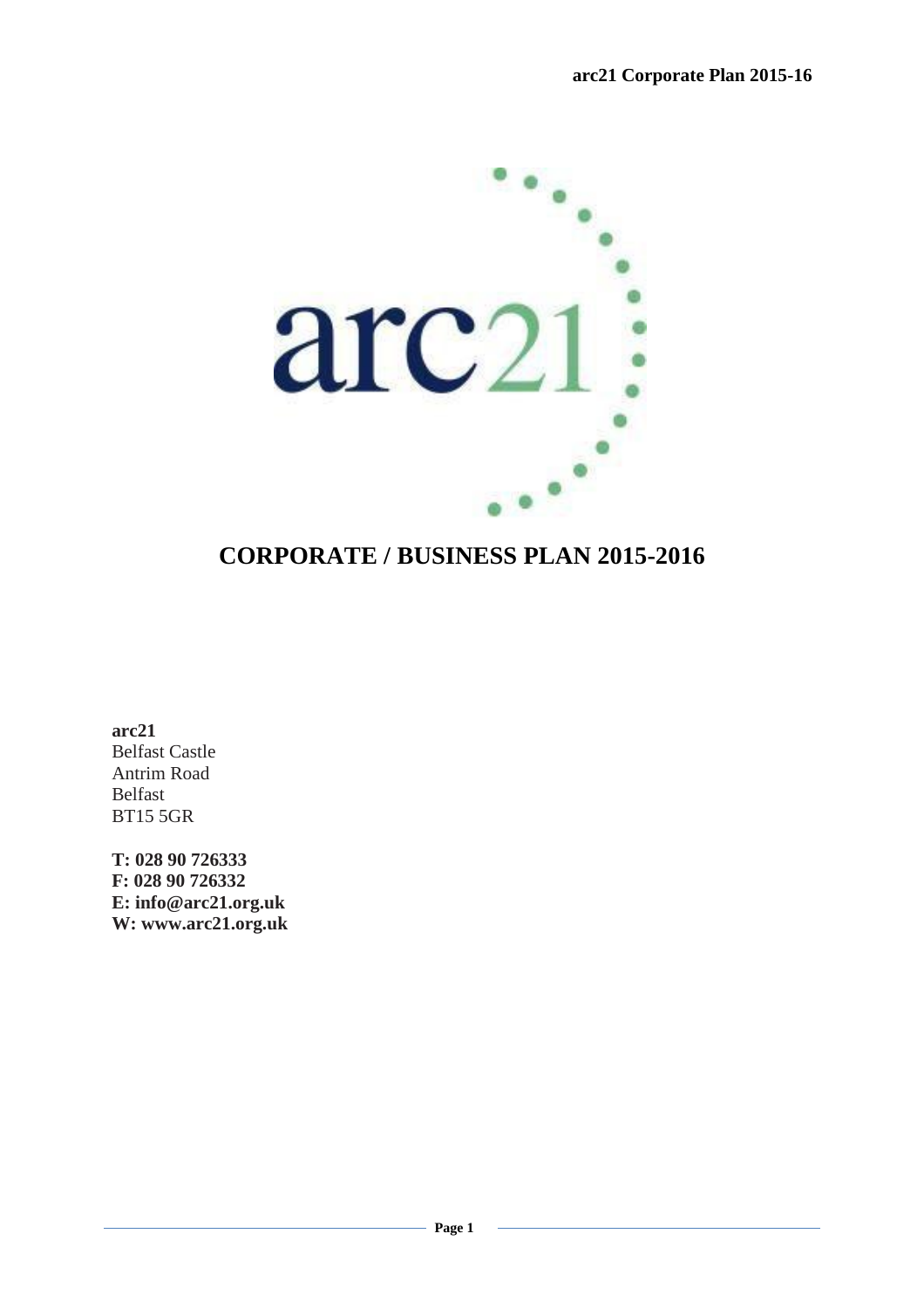# CORPORATE / BUSINESS PLAN 2015-2016

**arc21**
Belfast Castle
Antrim Road
Belfast
BT15 5GR

**T: 028 90 726333**
**F: 028 90 726332**
**E: info@arc21.org.uk**
**W: www.arc21.org.uk**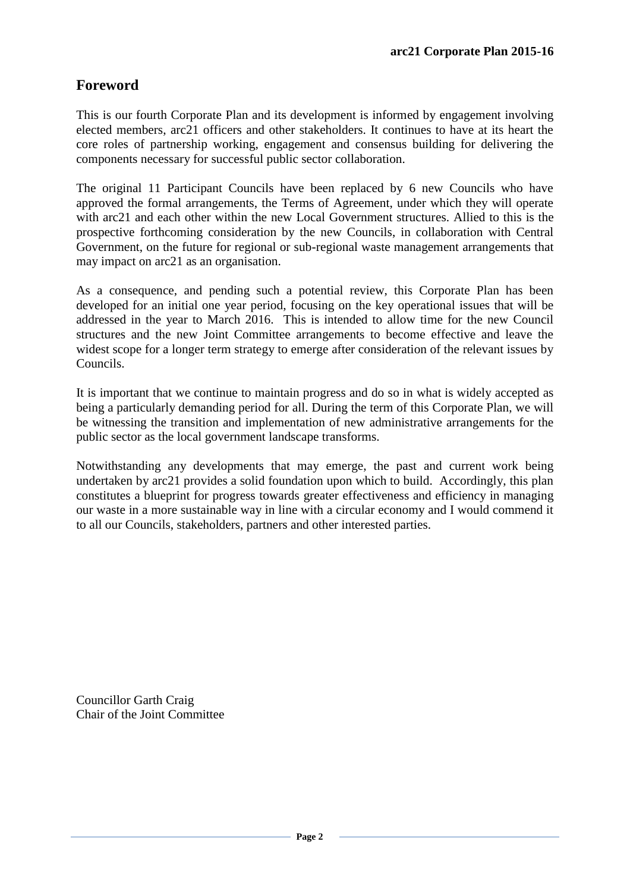## Foreword

This is our fourth Corporate Plan and its development is informed by engagement involving elected members, arc21 officers and other stakeholders. It continues to have at its heart the core roles of partnership working, engagement and consensus building for delivering the components necessary for successful public sector collaboration.

The original 11 Participant Councils have been replaced by 6 new Councils who have approved the formal arrangements, the Terms of Agreement, under which they will operate with arc21 and each other within the new Local Government structures. Allied to this is the prospective forthcoming consideration by the new Councils, in collaboration with Central Government, on the future for regional or sub-regional waste management arrangements that may impact on arc21 as an organisation.

As a consequence, and pending such a potential review, this Corporate Plan has been developed for an initial one year period, focusing on the key operational issues that will be addressed in the year to March 2016. This is intended to allow time for the new Council structures and the new Joint Committee arrangements to become effective and leave the widest scope for a longer term strategy to emerge after consideration of the relevant issues by Councils.

It is important that we continue to maintain progress and do so in what is widely accepted as being a particularly demanding period for all. During the term of this Corporate Plan, we will be witnessing the transition and implementation of new administrative arrangements for the public sector as the local government landscape transforms.

Notwithstanding any developments that may emerge, the past and current work being undertaken by arc21 provides a solid foundation upon which to build. Accordingly, this plan constitutes a blueprint for progress towards greater effectiveness and efficiency in managing our waste in a more sustainable way in line with a circular economy and I would commend it to all our Councils, stakeholders, partners and other interested parties.

Councillor Garth Craig
Chair of the Joint Committee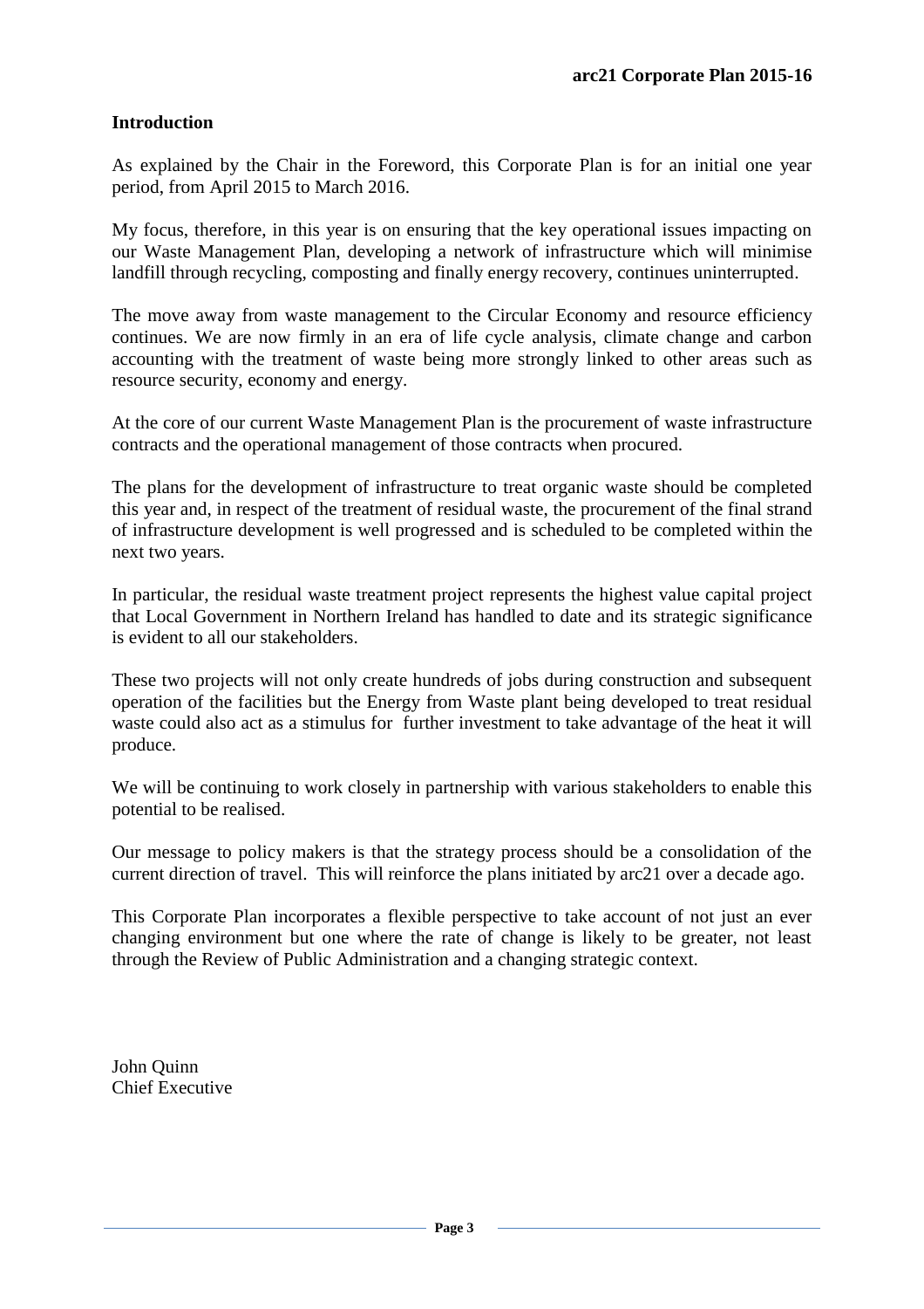## Introduction

As explained by the Chair in the Foreword, this Corporate Plan is for an initial one year period, from April 2015 to March 2016.

My focus, therefore, in this year is on ensuring that the key operational issues impacting on our Waste Management Plan, developing a network of infrastructure which will minimise landfill through recycling, composting and finally energy recovery, continues uninterrupted.

The move away from waste management to the Circular Economy and resource efficiency continues. We are now firmly in an era of life cycle analysis, climate change and carbon accounting with the treatment of waste being more strongly linked to other areas such as resource security, economy and energy.

At the core of our current Waste Management Plan is the procurement of waste infrastructure contracts and the operational management of those contracts when procured.

The plans for the development of infrastructure to treat organic waste should be completed this year and, in respect of the treatment of residual waste, the procurement of the final strand of infrastructure development is well progressed and is scheduled to be completed within the next two years.

In particular, the residual waste treatment project represents the highest value capital project that Local Government in Northern Ireland has handled to date and its strategic significance is evident to all our stakeholders.

These two projects will not only create hundreds of jobs during construction and subsequent operation of the facilities but the Energy from Waste plant being developed to treat residual waste could also act as a stimulus for further investment to take advantage of the heat it will produce.

We will be continuing to work closely in partnership with various stakeholders to enable this potential to be realised.

Our message to policy makers is that the strategy process should be a consolidation of the current direction of travel. This will reinforce the plans initiated by arc21 over a decade ago.

This Corporate Plan incorporates a flexible perspective to take account of not just an ever changing environment but one where the rate of change is likely to be greater, not least through the Review of Public Administration and a changing strategic context.

John Quinn
Chief Executive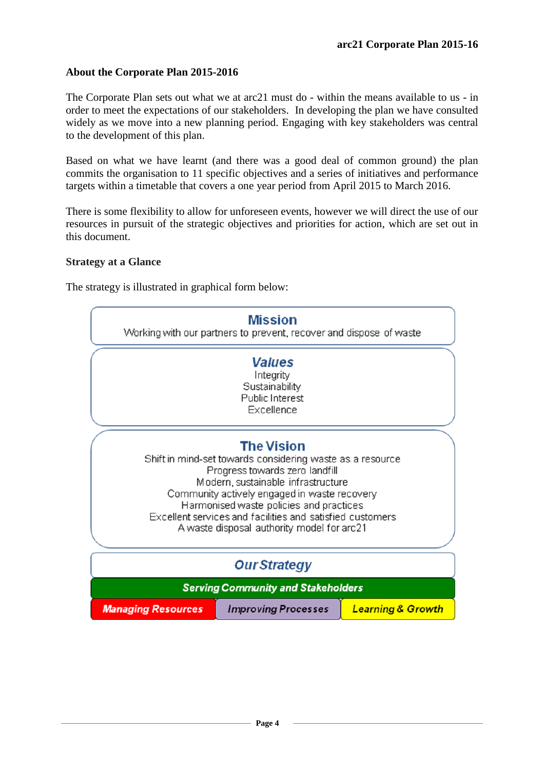## About the Corporate Plan 2015-2016

The Corporate Plan sets out what we at arc21 must do - within the means available to us - in order to meet the expectations of our stakeholders. In developing the plan we have consulted widely as we move into a new planning period. Engaging with key stakeholders was central to the development of this plan.

Based on what we have learnt (and there was a good deal of common ground) the plan commits the organisation to 11 specific objectives and a series of initiatives and performance targets within a timetable that covers a one year period from April 2015 to March 2016.

There is some flexibility to allow for unforeseen events, however we will direct the use of our resources in pursuit of the strategic objectives and priorities for action, which are set out in this document.

## Strategy at a Glance

The strategy is illustrated in graphical form below:

**Mission**

Working with our partners to prevent, recover and dispose of waste

***Values***

Integrity
Sustainability
Public Interest
Excellence

**The Vision**

Shift in mind-set towards considering waste as a resource
Progress towards zero landfill
Modern, sustainable infrastructure
Community actively engaged in waste recovery
Harmonised waste policies and practices
Excellent services and facilities and satisfied customers
A waste disposal authority model for arc21

***Our Strategy***

***Serving Community and Stakeholders***

| ***Managing Resources*** | ***Improving Processes*** | ***Learning & Growth*** |
|---|---|---|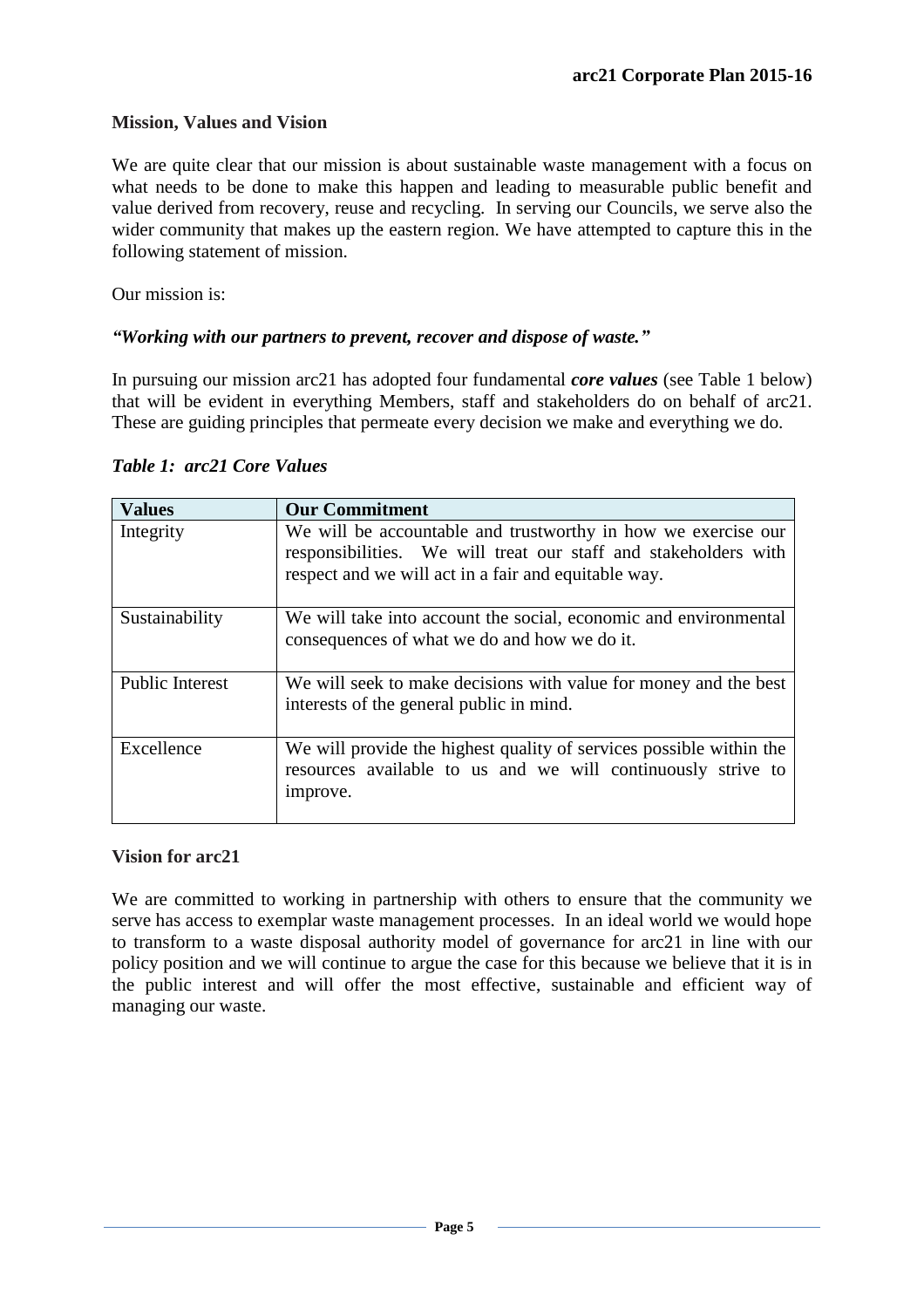## Mission, Values and Vision

We are quite clear that our mission is about sustainable waste management with a focus on what needs to be done to make this happen and leading to measurable public benefit and value derived from recovery, reuse and recycling. In serving our Councils, we serve also the wider community that makes up the eastern region. We have attempted to capture this in the following statement of mission.

Our mission is:

***"Working with our partners to prevent, recover and dispose of waste."***

In pursuing our mission arc21 has adopted four fundamental ***core values*** (see Table 1 below) that will be evident in everything Members, staff and stakeholders do on behalf of arc21. These are guiding principles that permeate every decision we make and everything we do.

***Table 1: arc21 Core Values***

| Values | Our Commitment |
|---|---|
| Integrity | We will be accountable and trustworthy in how we exercise our responsibilities. We will treat our staff and stakeholders with respect and we will act in a fair and equitable way. |
| Sustainability | We will take into account the social, economic and environmental consequences of what we do and how we do it. |
| Public Interest | We will seek to make decisions with value for money and the best interests of the general public in mind. |
| Excellence | We will provide the highest quality of services possible within the resources available to us and we will continuously strive to improve. |

## Vision for arc21

We are committed to working in partnership with others to ensure that the community we serve has access to exemplar waste management processes. In an ideal world we would hope to transform to a waste disposal authority model of governance for arc21 in line with our policy position and we will continue to argue the case for this because we believe that it is in the public interest and will offer the most effective, sustainable and efficient way of managing our waste.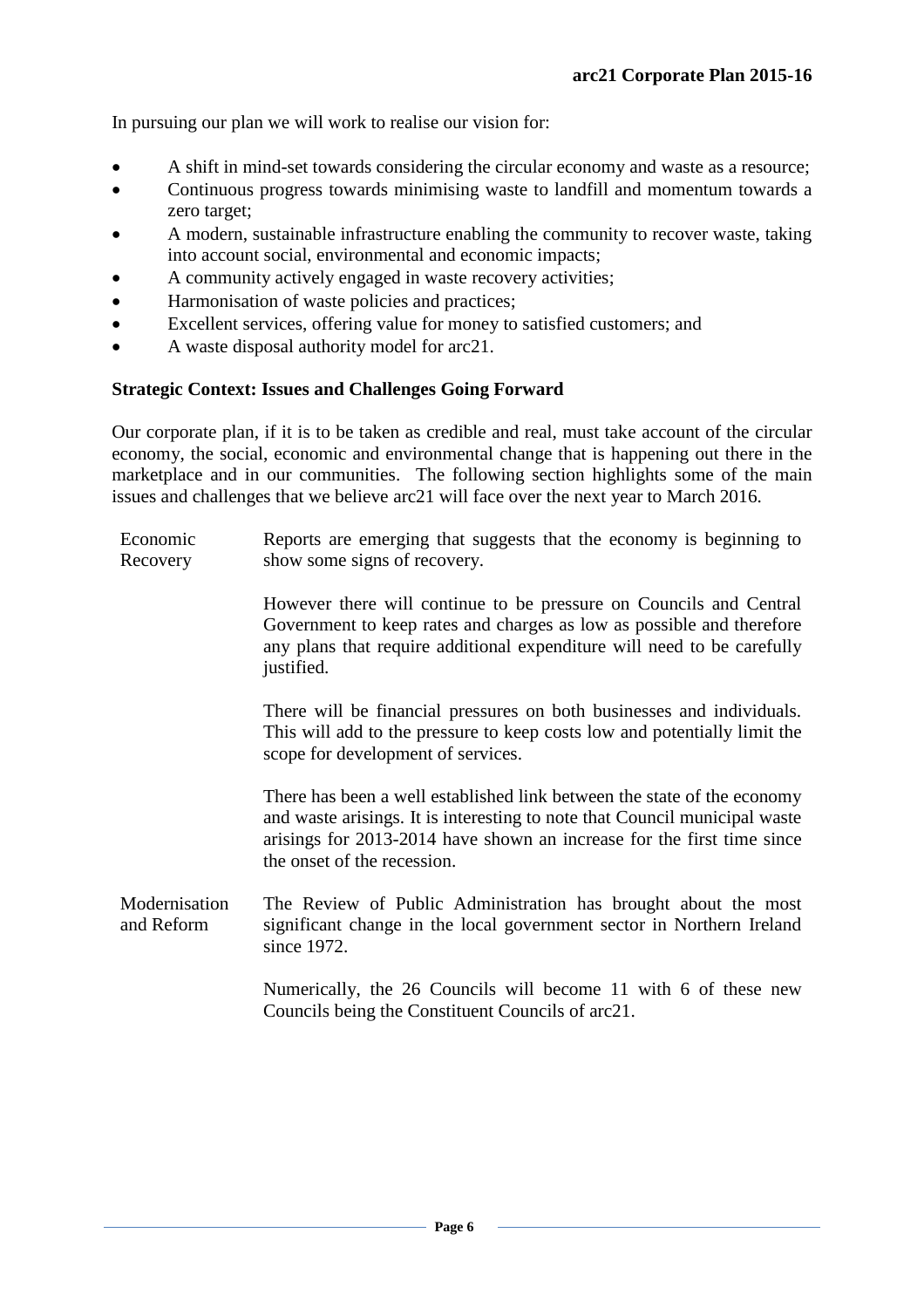In pursuing our plan we will work to realise our vision for:

- A shift in mind-set towards considering the circular economy and waste as a resource;
- Continuous progress towards minimising waste to landfill and momentum towards a zero target;
- A modern, sustainable infrastructure enabling the community to recover waste, taking into account social, environmental and economic impacts;
- A community actively engaged in waste recovery activities;
- Harmonisation of waste policies and practices;
- Excellent services, offering value for money to satisfied customers; and
- A waste disposal authority model for arc21.

**Strategic Context: Issues and Challenges Going Forward**

Our corporate plan, if it is to be taken as credible and real, must take account of the circular economy, the social, economic and environmental change that is happening out there in the marketplace and in our communities. The following section highlights some of the main issues and challenges that we believe arc21 will face over the next year to March 2016.

| | |
|---|---|
| Economic Recovery | Reports are emerging that suggests that the economy is beginning to show some signs of recovery.<br><br>However there will continue to be pressure on Councils and Central Government to keep rates and charges as low as possible and therefore any plans that require additional expenditure will need to be carefully justified.<br><br>There will be financial pressures on both businesses and individuals. This will add to the pressure to keep costs low and potentially limit the scope for development of services.<br><br>There has been a well established link between the state of the economy and waste arisings. It is interesting to note that Council municipal waste arisings for 2013-2014 have shown an increase for the first time since the onset of the recession. |
| Modernisation and Reform | The Review of Public Administration has brought about the most significant change in the local government sector in Northern Ireland since 1972.<br><br>Numerically, the 26 Councils will become 11 with 6 of these new Councils being the Constituent Councils of arc21. |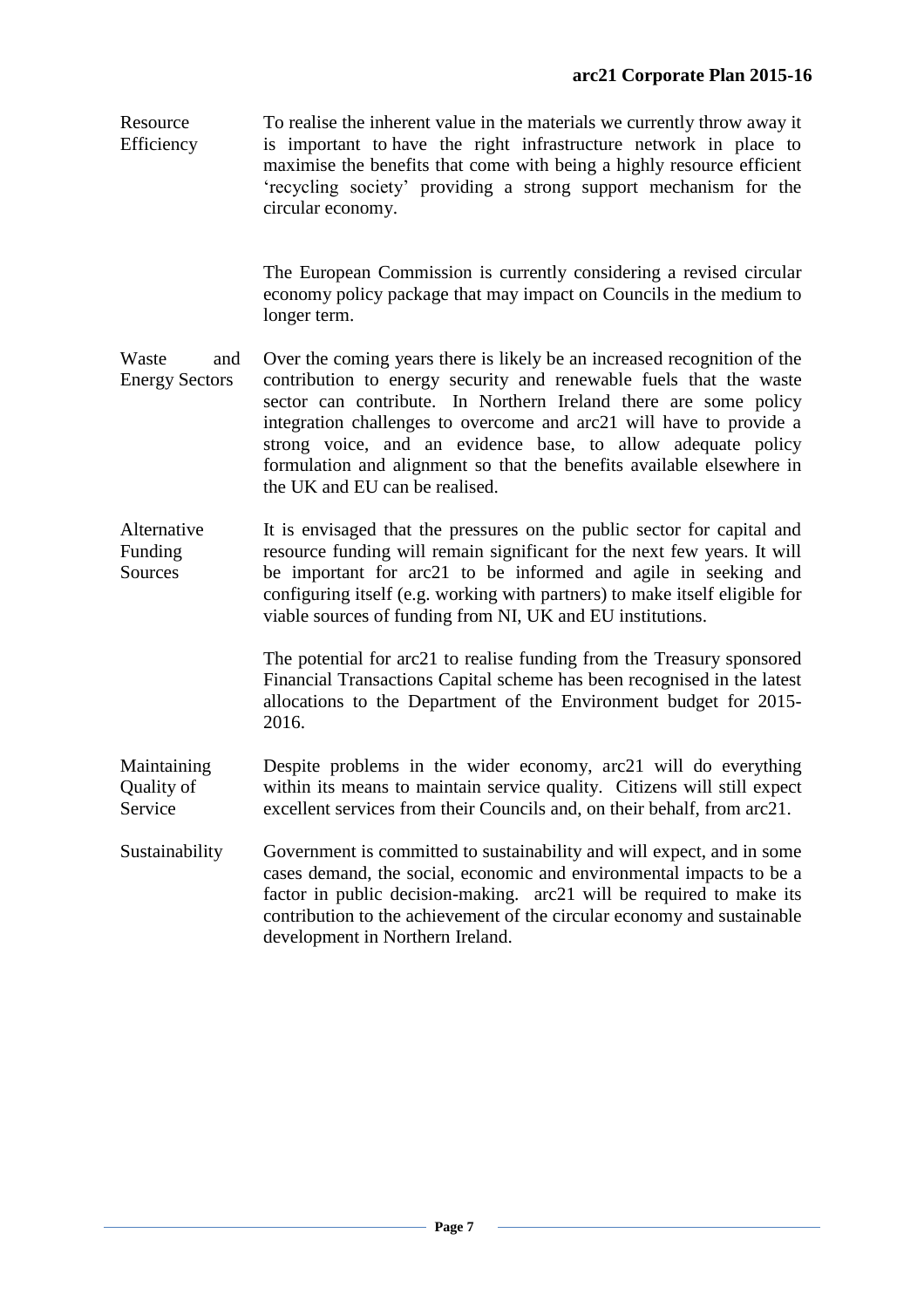| | |
|---|---|
| Resource Efficiency | To realise the inherent value in the materials we currently throw away it is important to have the right infrastructure network in place to maximise the benefits that come with being a highly resource efficient 'recycling society' providing a strong support mechanism for the circular economy.<br><br>The European Commission is currently considering a revised circular economy policy package that may impact on Councils in the medium to longer term. |
| Waste and Energy Sectors | Over the coming years there is likely be an increased recognition of the contribution to energy security and renewable fuels that the waste sector can contribute. In Northern Ireland there are some policy integration challenges to overcome and arc21 will have to provide a strong voice, and an evidence base, to allow adequate policy formulation and alignment so that the benefits available elsewhere in the UK and EU can be realised. |
| Alternative Funding Sources | It is envisaged that the pressures on the public sector for capital and resource funding will remain significant for the next few years. It will be important for arc21 to be informed and agile in seeking and configuring itself (e.g. working with partners) to make itself eligible for viable sources of funding from NI, UK and EU institutions.<br><br>The potential for arc21 to realise funding from the Treasury sponsored Financial Transactions Capital scheme has been recognised in the latest allocations to the Department of the Environment budget for 2015-2016. |
| Maintaining Quality of Service | Despite problems in the wider economy, arc21 will do everything within its means to maintain service quality. Citizens will still expect excellent services from their Councils and, on their behalf, from arc21. |
| Sustainability | Government is committed to sustainability and will expect, and in some cases demand, the social, economic and environmental impacts to be a factor in public decision-making. arc21 will be required to make its contribution to the achievement of the circular economy and sustainable development in Northern Ireland. |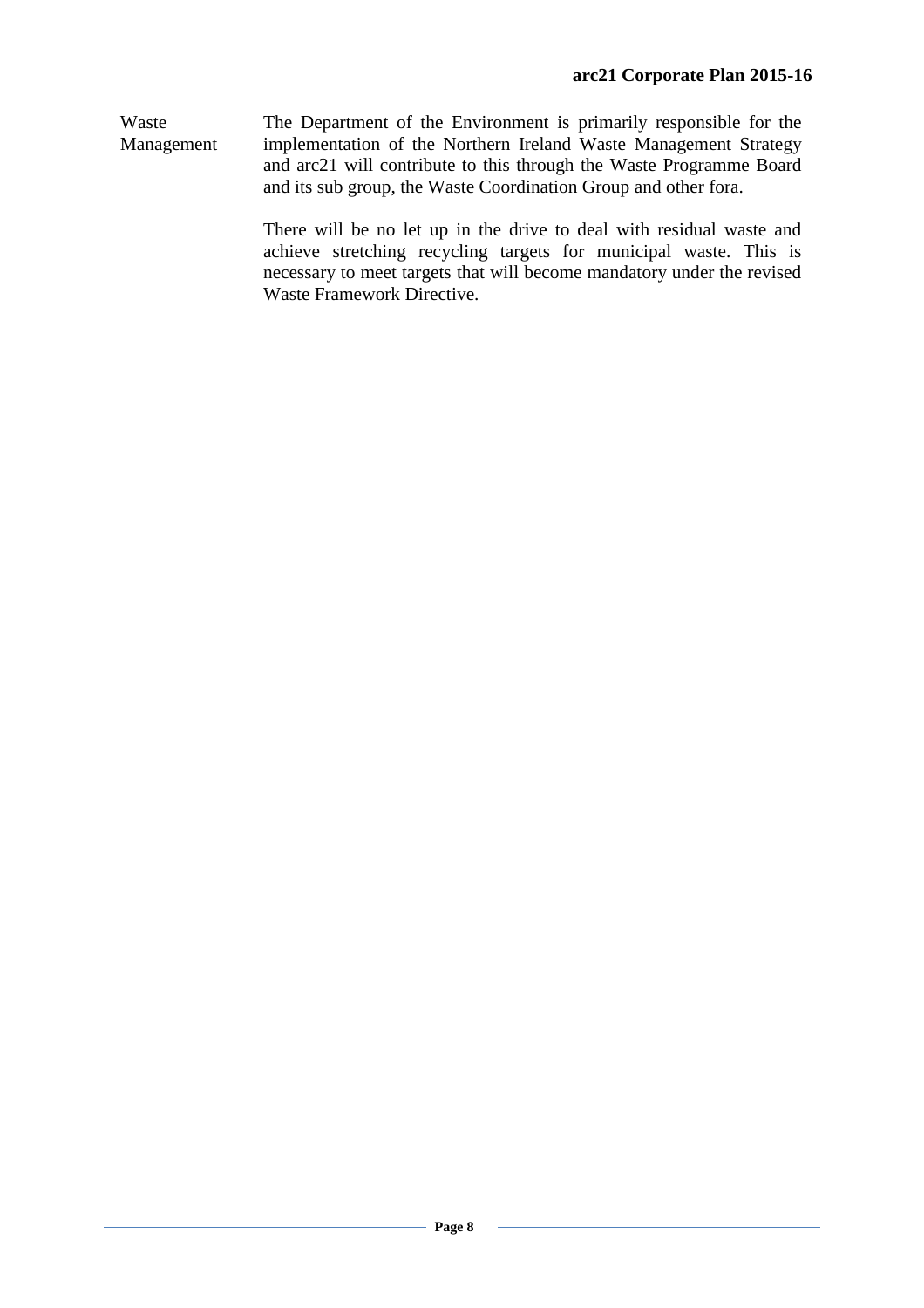**Waste Management**

The Department of the Environment is primarily responsible for the implementation of the Northern Ireland Waste Management Strategy and arc21 will contribute to this through the Waste Programme Board and its sub group, the Waste Coordination Group and other fora.

There will be no let up in the drive to deal with residual waste and achieve stretching recycling targets for municipal waste. This is necessary to meet targets that will become mandatory under the revised Waste Framework Directive.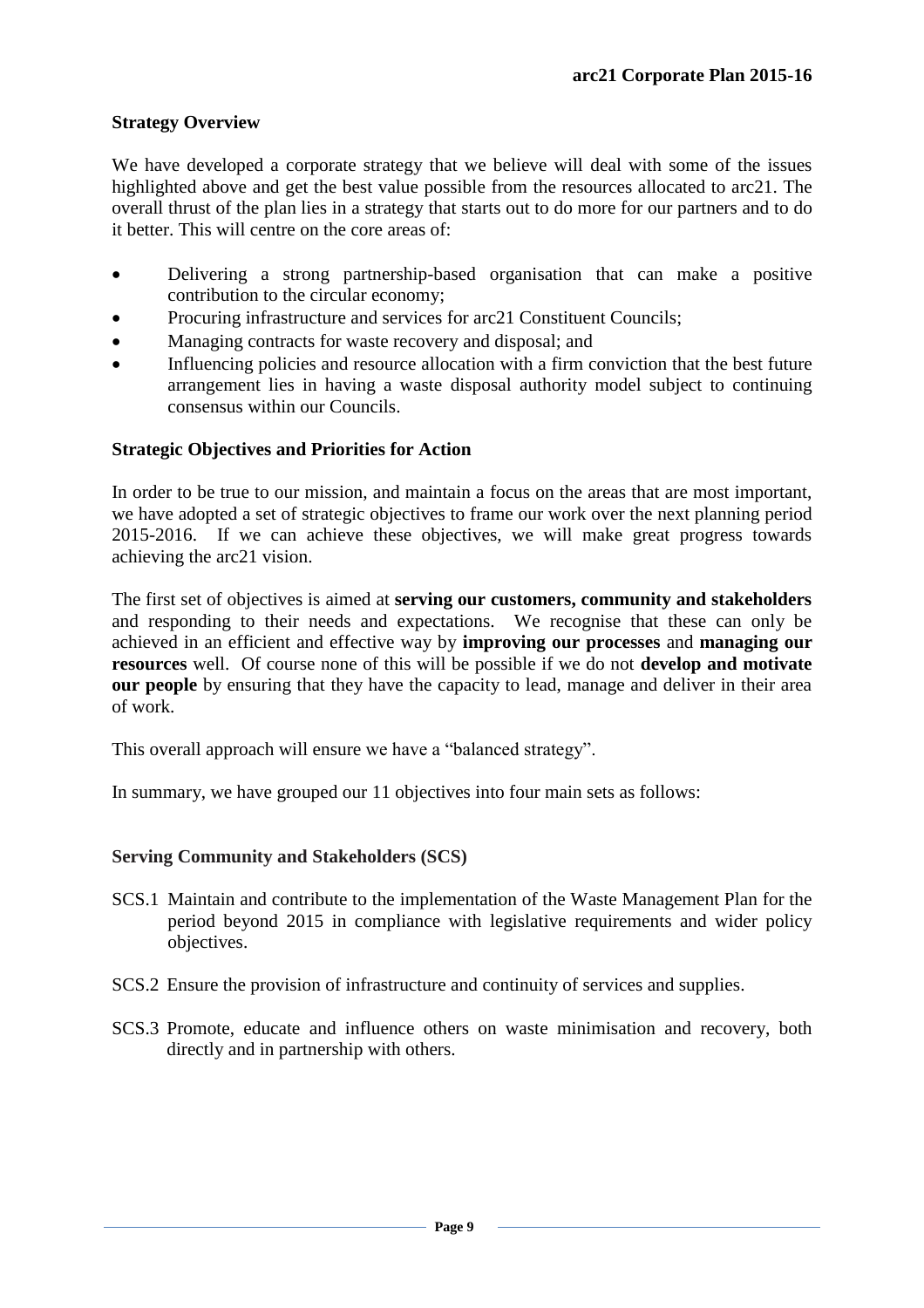### Strategy Overview

We have developed a corporate strategy that we believe will deal with some of the issues highlighted above and get the best value possible from the resources allocated to arc21. The overall thrust of the plan lies in a strategy that starts out to do more for our partners and to do it better. This will centre on the core areas of:

- Delivering a strong partnership-based organisation that can make a positive contribution to the circular economy;
- Procuring infrastructure and services for arc21 Constituent Councils;
- Managing contracts for waste recovery and disposal; and
- Influencing policies and resource allocation with a firm conviction that the best future arrangement lies in having a waste disposal authority model subject to continuing consensus within our Councils.

### Strategic Objectives and Priorities for Action

In order to be true to our mission, and maintain a focus on the areas that are most important, we have adopted a set of strategic objectives to frame our work over the next planning period 2015-2016. If we can achieve these objectives, we will make great progress towards achieving the arc21 vision.

The first set of objectives is aimed at **serving our customers, community and stakeholders** and responding to their needs and expectations. We recognise that these can only be achieved in an efficient and effective way by **improving our processes** and **managing our resources** well. Of course none of this will be possible if we do not **develop and motivate our people** by ensuring that they have the capacity to lead, manage and deliver in their area of work.

This overall approach will ensure we have a "balanced strategy".

In summary, we have grouped our 11 objectives into four main sets as follows:

### Serving Community and Stakeholders (SCS)

SCS.1 Maintain and contribute to the implementation of the Waste Management Plan for the period beyond 2015 in compliance with legislative requirements and wider policy objectives.

SCS.2 Ensure the provision of infrastructure and continuity of services and supplies.

SCS.3 Promote, educate and influence others on waste minimisation and recovery, both directly and in partnership with others.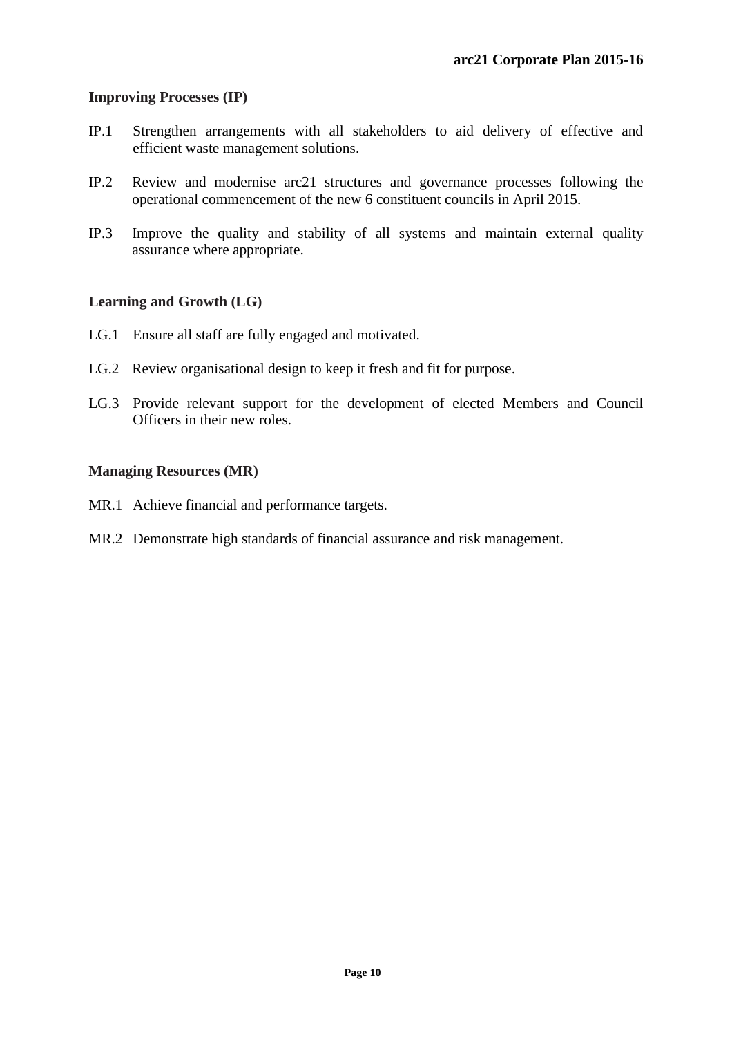**Improving Processes (IP)**

IP.1 Strengthen arrangements with all stakeholders to aid delivery of effective and efficient waste management solutions.

IP.2 Review and modernise arc21 structures and governance processes following the operational commencement of the new 6 constituent councils in April 2015.

IP.3 Improve the quality and stability of all systems and maintain external quality assurance where appropriate.

**Learning and Growth (LG)**

LG.1 Ensure all staff are fully engaged and motivated.

LG.2 Review organisational design to keep it fresh and fit for purpose.

LG.3 Provide relevant support for the development of elected Members and Council Officers in their new roles.

**Managing Resources (MR)**

MR.1 Achieve financial and performance targets.

MR.2 Demonstrate high standards of financial assurance and risk management.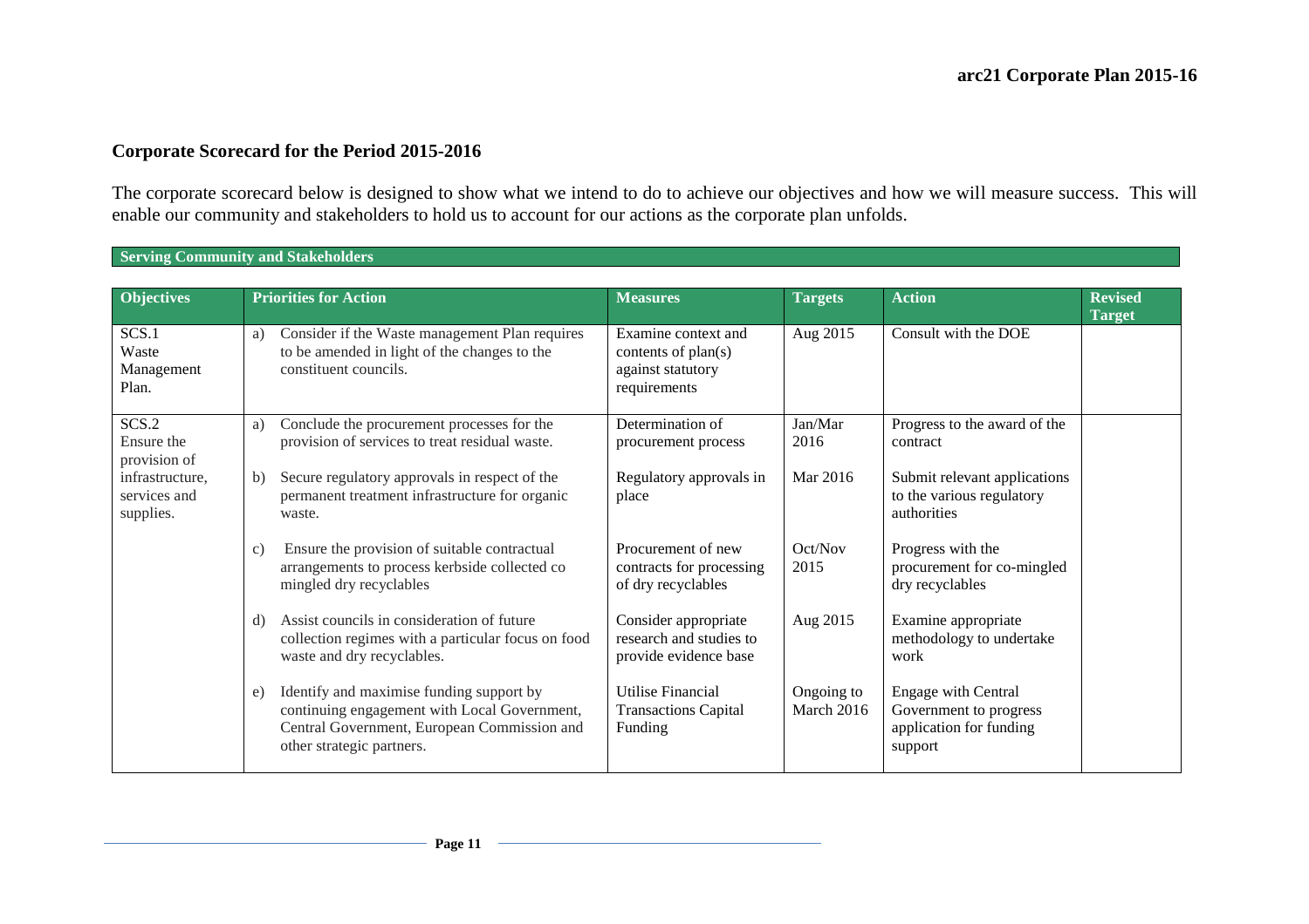## Corporate Scorecard for the Period 2015-2016

The corporate scorecard below is designed to show what we intend to do to achieve our objectives and how we will measure success. This will enable our community and stakeholders to hold us to account for our actions as the corporate plan unfolds.

**Serving Community and Stakeholders**

| Objectives | Priorities for Action | Measures | Targets | Action | Revised Target |
|---|---|---|---|---|---|
| SCS.1 Waste Management Plan. | a) Consider if the Waste management Plan requires to be amended in light of the changes to the constituent councils. | Examine context and contents of plan(s) against statutory requirements | Aug 2015 | Consult with the DOE | |
| SCS.2 Ensure the provision of infrastructure, services and supplies. | a) Conclude the procurement processes for the provision of services to treat residual waste. | Determination of procurement process | Jan/Mar 2016 | Progress to the award of the contract | |
| | b) Secure regulatory approvals in respect of the permanent treatment infrastructure for organic waste. | Regulatory approvals in place | Mar 2016 | Submit relevant applications to the various regulatory authorities | |
| | c) Ensure the provision of suitable contractual arrangements to process kerbside collected co mingled dry recyclables | Procurement of new contracts for processing of dry recyclables | Oct/Nov 2015 | Progress with the procurement for co-mingled dry recyclables | |
| | d) Assist councils in consideration of future collection regimes with a particular focus on food waste and dry recyclables. | Consider appropriate research and studies to provide evidence base | Aug 2015 | Examine appropriate methodology to undertake work | |
| | e) Identify and maximise funding support by continuing engagement with Local Government, Central Government, European Commission and other strategic partners. | Utilise Financial Transactions Capital Funding | Ongoing to March 2016 | Engage with Central Government to progress application for funding support | |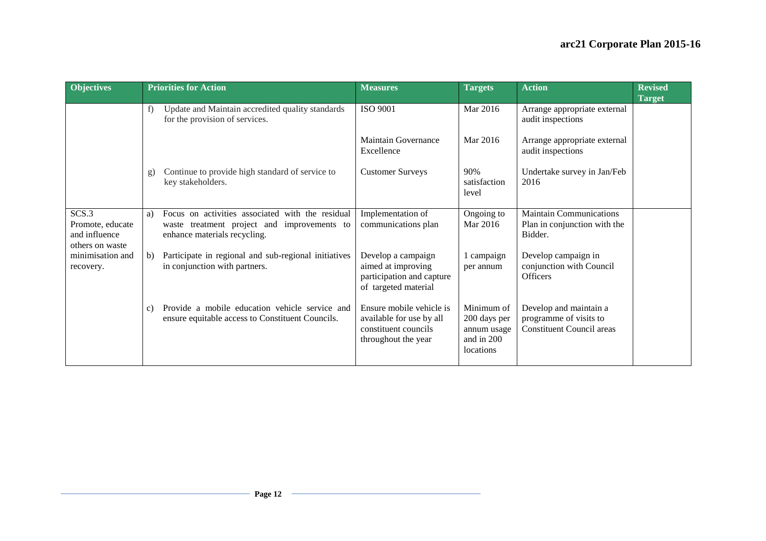| Objectives | Priorities for Action | Measures | Targets | Action | Revised Target |
|---|---|---|---|---|---|
| | f) Update and Maintain accredited quality standards for the provision of services. | ISO 9001 | Mar 2016 | Arrange appropriate external audit inspections | |
| | | Maintain Governance Excellence | Mar 2016 | Arrange appropriate external audit inspections | |
| | g) Continue to provide high standard of service to key stakeholders. | Customer Surveys | 90% satisfaction level | Undertake survey in Jan/Feb 2016 | |
| SCS.3 Promote, educate and influence others on waste minimisation and recovery. | a) Focus on activities associated with the residual waste treatment project and improvements to enhance materials recycling. | Implementation of communications plan | Ongoing to Mar 2016 | Maintain Communications Plan in conjunction with the Bidder. | |
| | b) Participate in regional and sub-regional initiatives in conjunction with partners. | Develop a campaign aimed at improving participation and capture of targeted material | 1 campaign per annum | Develop campaign in conjunction with Council Officers | |
| | c) Provide a mobile education vehicle service and ensure equitable access to Constituent Councils. | Ensure mobile vehicle is available for use by all constituent councils throughout the year | Minimum of 200 days per annum usage and in 200 locations | Develop and maintain a programme of visits to Constituent Council areas | |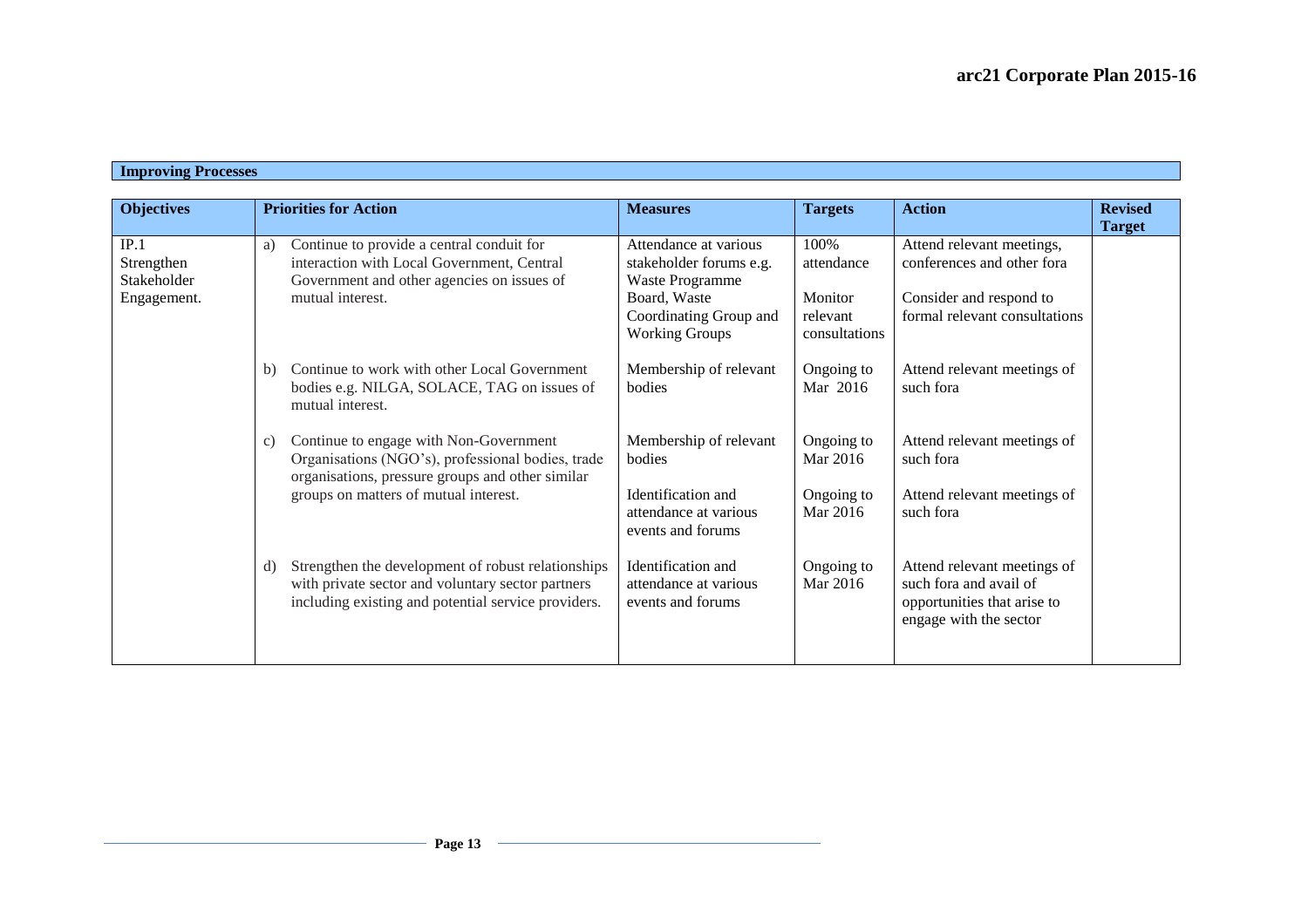**Improving Processes**

| Objectives | Priorities for Action | Measures | Targets | Action | Revised Target |
|---|---|---|---|---|---|
| IP.1 Strengthen Stakeholder Engagement. | a) Continue to provide a central conduit for interaction with Local Government, Central Government and other agencies on issues of mutual interest. | Attendance at various stakeholder forums e.g. Waste Programme Board, Waste Coordinating Group and Working Groups | 100% attendance<br><br>Monitor relevant consultations | Attend relevant meetings, conferences and other fora<br><br>Consider and respond to formal relevant consultations | |
| | b) Continue to work with other Local Government bodies e.g. NILGA, SOLACE, TAG on issues of mutual interest. | Membership of relevant bodies | Ongoing to Mar 2016 | Attend relevant meetings of such fora | |
| | c) Continue to engage with Non-Government Organisations (NGO's), professional bodies, trade organisations, pressure groups and other similar groups on matters of mutual interest. | Membership of relevant bodies<br><br>Identification and attendance at various events and forums | Ongoing to Mar 2016<br><br>Ongoing to Mar 2016 | Attend relevant meetings of such fora<br><br>Attend relevant meetings of such fora | |
| | d) Strengthen the development of robust relationships with private sector and voluntary sector partners including existing and potential service providers. | Identification and attendance at various events and forums | Ongoing to Mar 2016 | Attend relevant meetings of such fora and avail of opportunities that arise to engage with the sector | |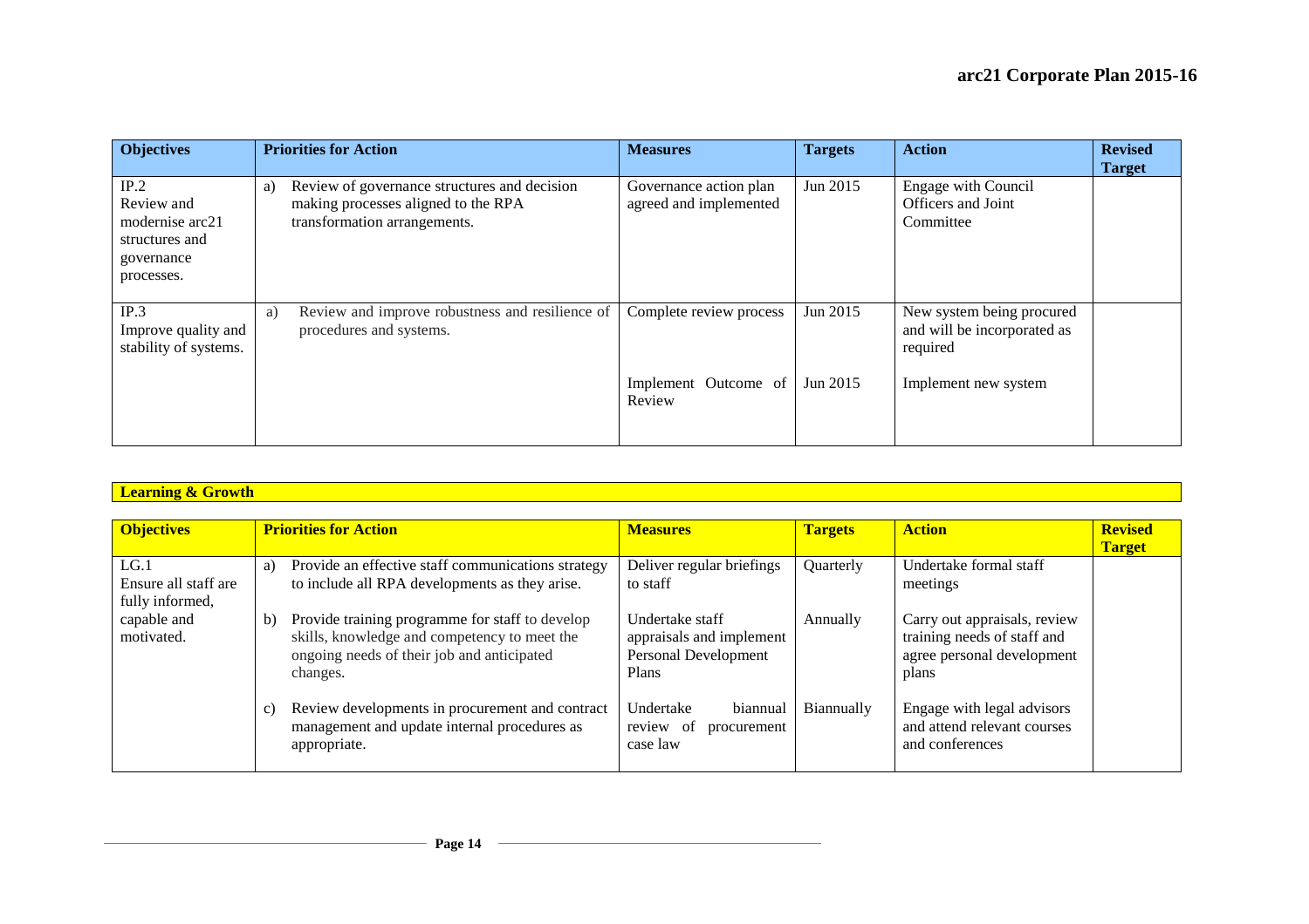| Objectives | Priorities for Action | Measures | Targets | Action | Revised Target |
|---|---|---|---|---|---|
| IP.2 Review and modernise arc21 structures and governance processes. | a) Review of governance structures and decision making processes aligned to the RPA transformation arrangements. | Governance action plan agreed and implemented | Jun 2015 | Engage with Council Officers and Joint Committee | |
| IP.3 Improve quality and stability of systems. | a) Review and improve robustness and resilience of procedures and systems. | Complete review process | Jun 2015 | New system being procured and will be incorporated as required | |
| | | Implement Outcome of Review | Jun 2015 | Implement new system | |

**Learning & Growth**

| Objectives | Priorities for Action | Measures | Targets | Action | Revised Target |
|---|---|---|---|---|---|
| LG.1 Ensure all staff are fully informed, capable and motivated. | a) Provide an effective staff communications strategy to include all RPA developments as they arise. | Deliver regular briefings to staff | Quarterly | Undertake formal staff meetings | |
| | b) Provide training programme for staff to develop skills, knowledge and competency to meet the ongoing needs of their job and anticipated changes. | Undertake staff appraisals and implement Personal Development Plans | Annually | Carry out appraisals, review training needs of staff and agree personal development plans | |
| | c) Review developments in procurement and contract management and update internal procedures as appropriate. | Undertake biannual review of procurement case law | Biannually | Engage with legal advisors and attend relevant courses and conferences | |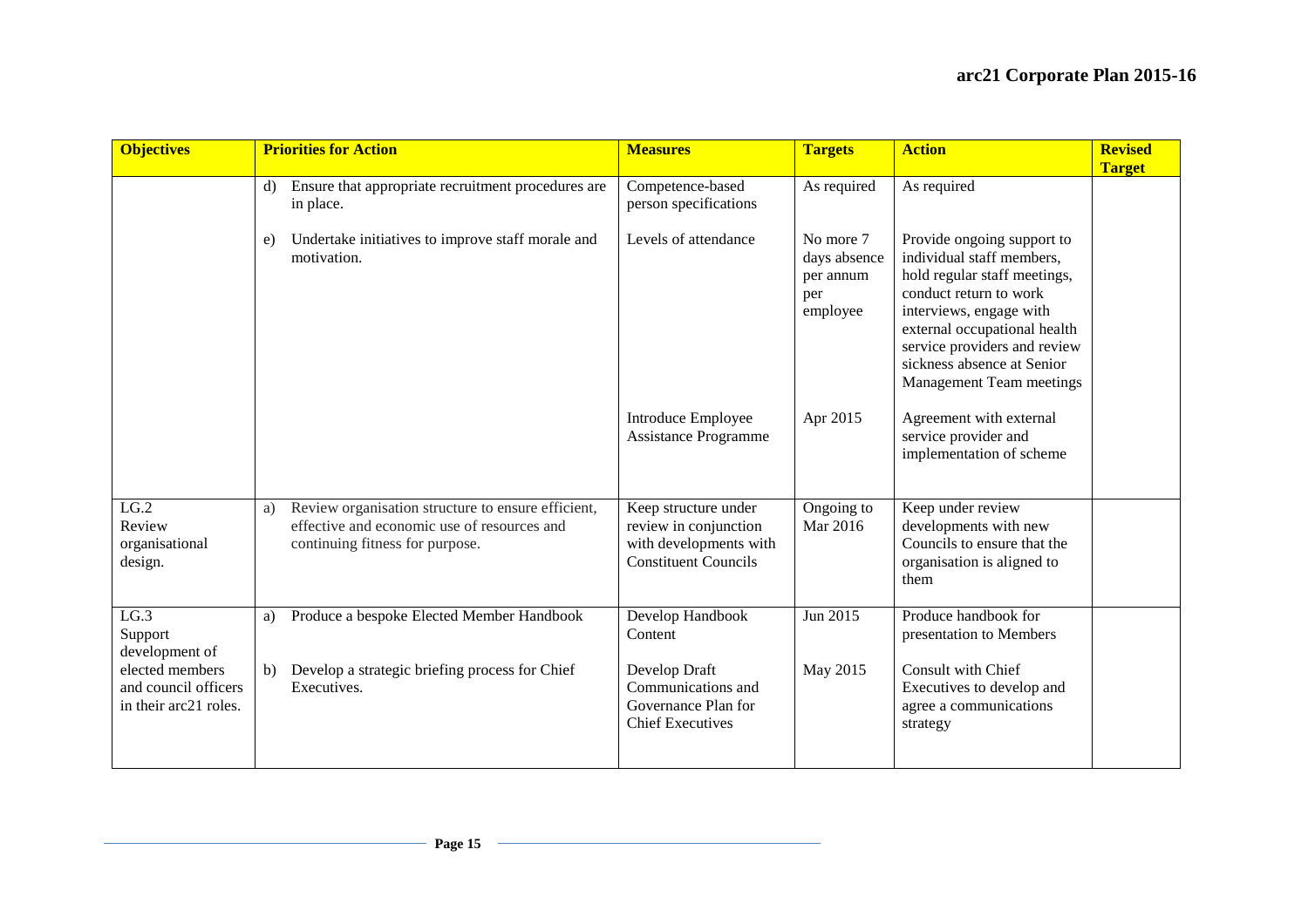| Objectives | Priorities for Action | Measures | Targets | Action | Revised Target |
|---|---|---|---|---|---|
| | d) Ensure that appropriate recruitment procedures are in place. | Competence-based person specifications | As required | As required | |
| | e) Undertake initiatives to improve staff morale and motivation. | Levels of attendance | No more 7 days absence per annum per employee | Provide ongoing support to individual staff members, hold regular staff meetings, conduct return to work interviews, engage with external occupational health service providers and review sickness absence at Senior Management Team meetings | |
| | | Introduce Employee Assistance Programme | Apr 2015 | Agreement with external service provider and implementation of scheme | |
| LG.2 Review organisational design. | a) Review organisation structure to ensure efficient, effective and economic use of resources and continuing fitness for purpose. | Keep structure under review in conjunction with developments with Constituent Councils | Ongoing to Mar 2016 | Keep under review developments with new Councils to ensure that the organisation is aligned to them | |
| LG.3 Support development of elected members and council officers in their arc21 roles. | a) Produce a bespoke Elected Member Handbook | Develop Handbook Content | Jun 2015 | Produce handbook for presentation to Members | |
| | b) Develop a strategic briefing process for Chief Executives. | Develop Draft Communications and Governance Plan for Chief Executives | May 2015 | Consult with Chief Executives to develop and agree a communications strategy | |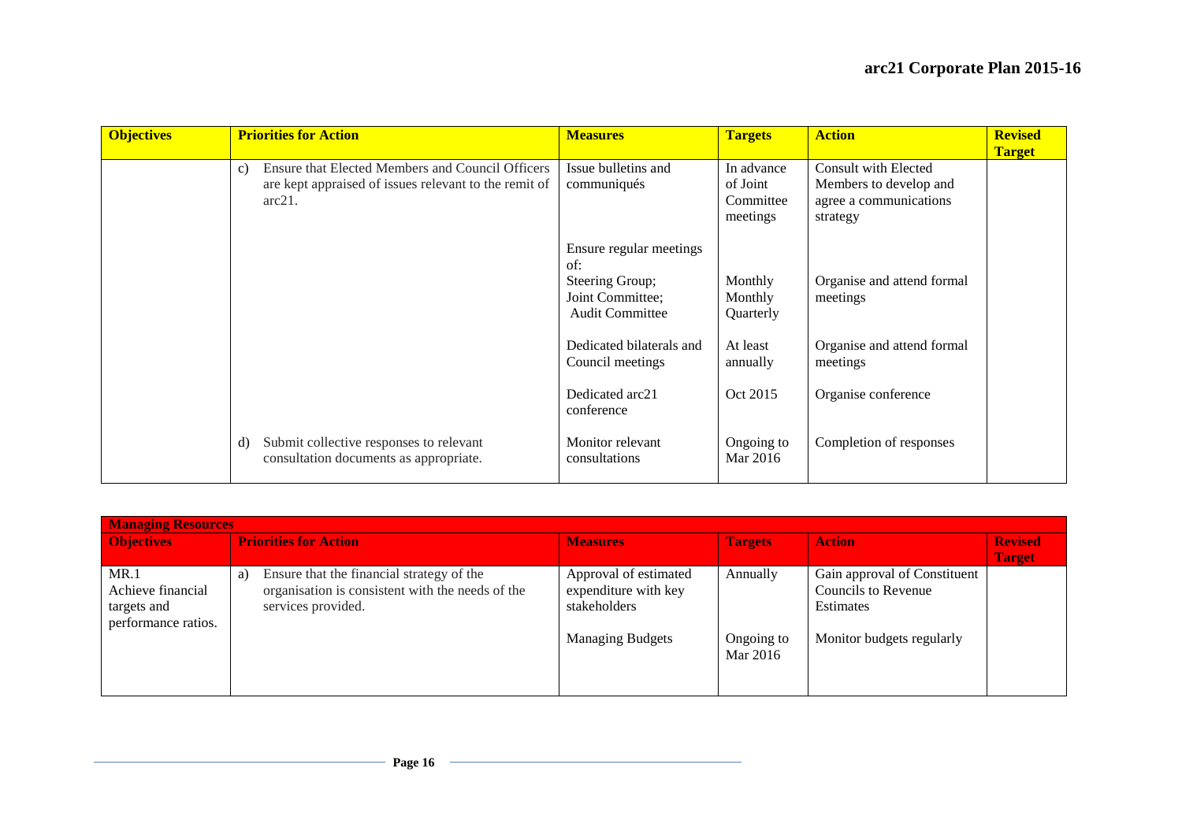| Objectives | Priorities for Action | Measures | Targets | Action | Revised Target |
|---|---|---|---|---|---|
| | c) Ensure that Elected Members and Council Officers are kept appraised of issues relevant to the remit of arc21. | Issue bulletins and communiqués | In advance of Joint Committee meetings | Consult with Elected Members to develop and agree a communications strategy | |
| | | Ensure regular meetings of: Steering Group; Joint Committee; Audit Committee | Monthly Monthly Quarterly | Organise and attend formal meetings | |
| | | Dedicated bilaterals and Council meetings | At least annually | Organise and attend formal meetings | |
| | | Dedicated arc21 conference | Oct 2015 | Organise conference | |
| | d) Submit collective responses to relevant consultation documents as appropriate. | Monitor relevant consultations | Ongoing to Mar 2016 | Completion of responses | |

| Managing Resources | | | | | |
|---|---|---|---|---|---|
| **Objectives** | **Priorities for Action** | **Measures** | **Targets** | **Action** | **Revised Target** |
| MR.1 Achieve financial targets and performance ratios. | a) Ensure that the financial strategy of the organisation is consistent with the needs of the services provided. | Approval of estimated expenditure with key stakeholders | Annually | Gain approval of Constituent Councils to Revenue Estimates | |
| | | Managing Budgets | Ongoing to Mar 2016 | Monitor budgets regularly | |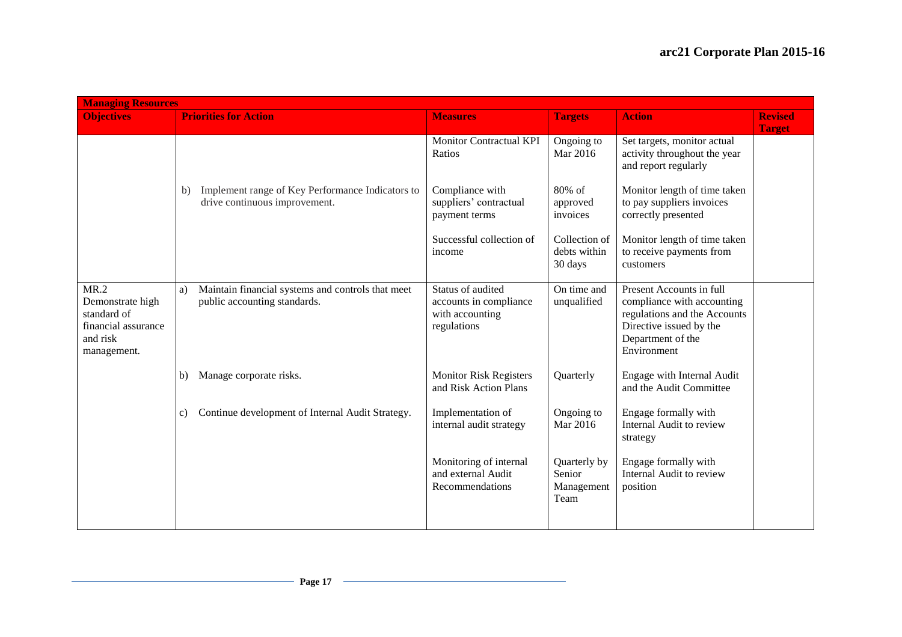| Managing Resources | | | | | |
|---|---|---|---|---|---|
| **Objectives** | **Priorities for Action** | **Measures** | **Targets** | **Action** | **Revised Target** |
| | | Monitor Contractual KPI Ratios | Ongoing to Mar 2016 | Set targets, monitor actual activity throughout the year and report regularly | |
| | b) Implement range of Key Performance Indicators to drive continuous improvement. | Compliance with suppliers' contractual payment terms | 80% of approved invoices | Monitor length of time taken to pay suppliers invoices correctly presented | |
| | | Successful collection of income | Collection of debts within 30 days | Monitor length of time taken to receive payments from customers | |
| MR.2 Demonstrate high standard of financial assurance and risk management. | a) Maintain financial systems and controls that meet public accounting standards. | Status of audited accounts in compliance with accounting regulations | On time and unqualified | Present Accounts in full compliance with accounting regulations and the Accounts Directive issued by the Department of the Environment | |
| | b) Manage corporate risks. | Monitor Risk Registers and Risk Action Plans | Quarterly | Engage with Internal Audit and the Audit Committee | |
| | c) Continue development of Internal Audit Strategy. | Implementation of internal audit strategy | Ongoing to Mar 2016 | Engage formally with Internal Audit to review strategy | |
| | | Monitoring of internal and external Audit Recommendations | Quarterly by Senior Management Team | Engage formally with Internal Audit to review position | |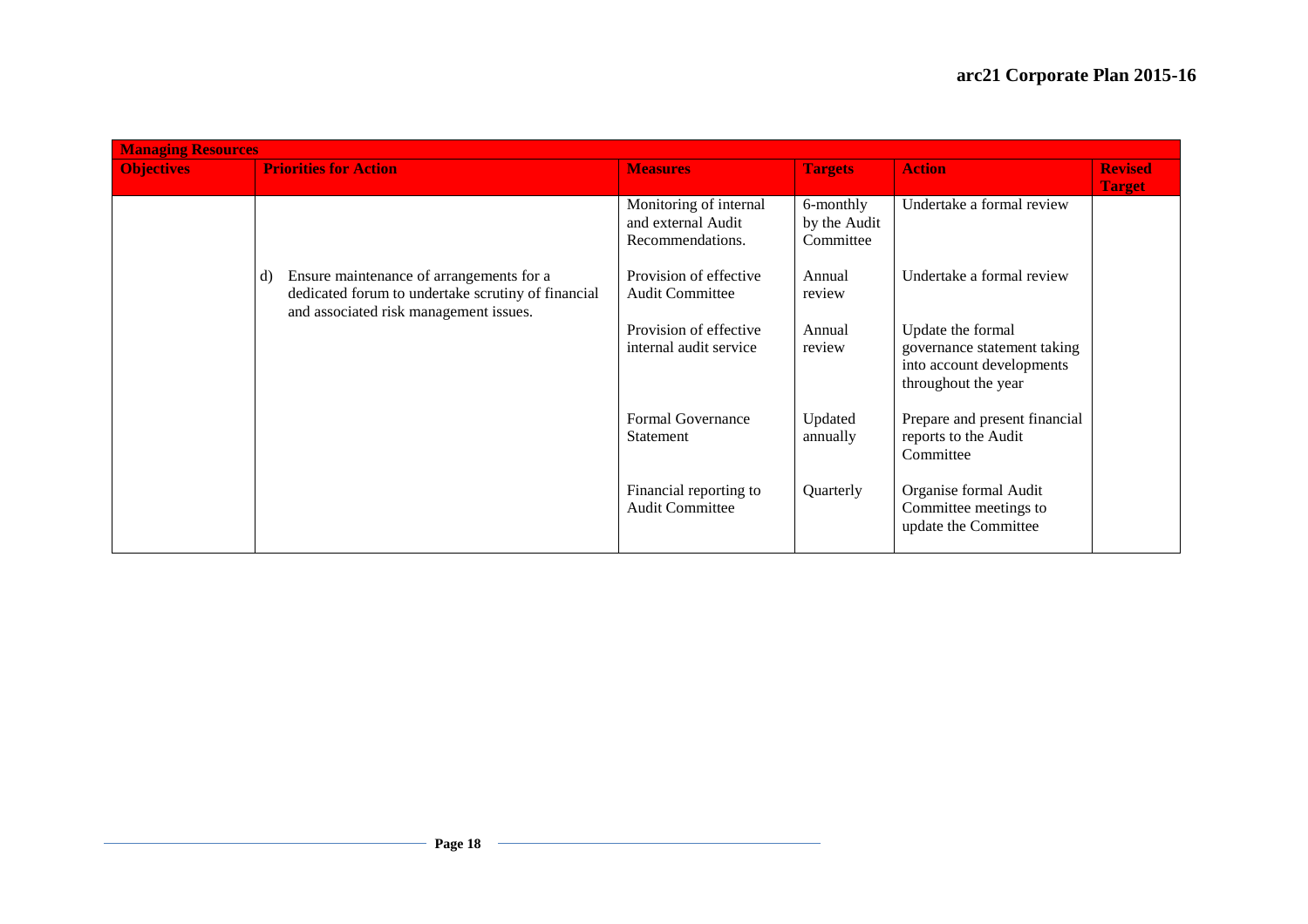| Managing Resources | | | | | |
|---|---|---|---|---|---|
| **Objectives** | **Priorities for Action** | **Measures** | **Targets** | **Action** | **Revised Target** |
| | | Monitoring of internal and external Audit Recommendations. | 6-monthly by the Audit Committee | Undertake a formal review | |
| | d) Ensure maintenance of arrangements for a dedicated forum to undertake scrutiny of financial and associated risk management issues. | Provision of effective Audit Committee | Annual review | Undertake a formal review | |
| | | Provision of effective internal audit service | Annual review | Update the formal governance statement taking into account developments throughout the year | |
| | | Formal Governance Statement | Updated annually | Prepare and present financial reports to the Audit Committee | |
| | | Financial reporting to Audit Committee | Quarterly | Organise formal Audit Committee meetings to update the Committee | |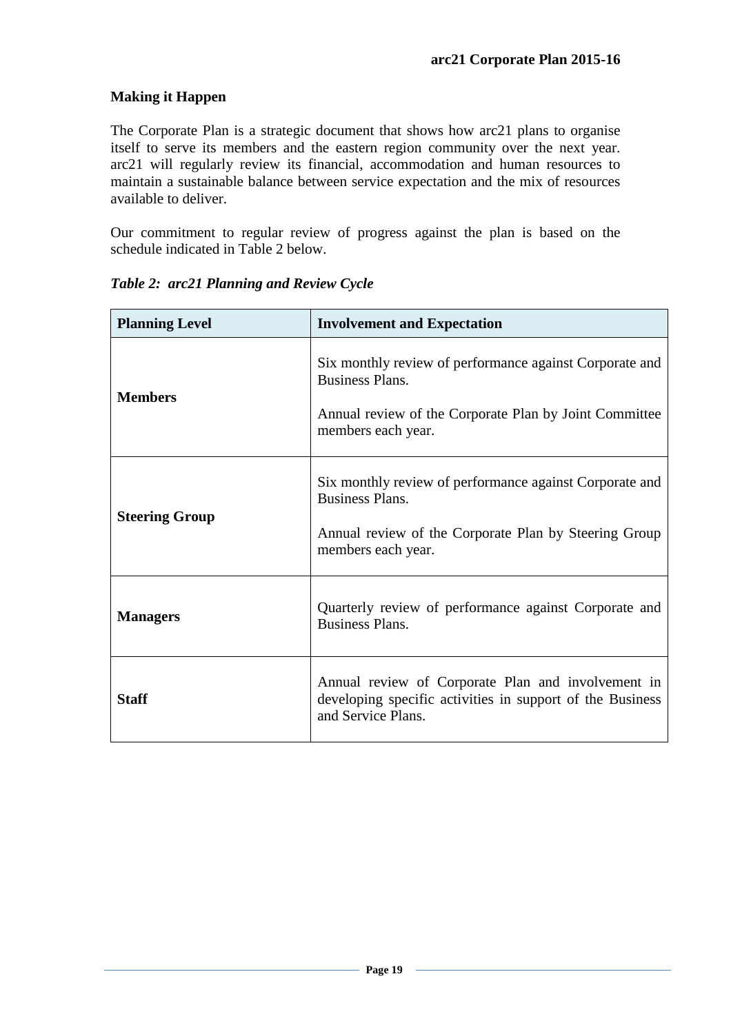## Making it Happen

The Corporate Plan is a strategic document that shows how arc21 plans to organise itself to serve its members and the eastern region community over the next year. arc21 will regularly review its financial, accommodation and human resources to maintain a sustainable balance between service expectation and the mix of resources available to deliver.

Our commitment to regular review of progress against the plan is based on the schedule indicated in Table 2 below.

***Table 2: arc21 Planning and Review Cycle***

| Planning Level | Involvement and Expectation |
|---|---|
| **Members** | Six monthly review of performance against Corporate and Business Plans.<br><br>Annual review of the Corporate Plan by Joint Committee members each year. |
| **Steering Group** | Six monthly review of performance against Corporate and Business Plans.<br><br>Annual review of the Corporate Plan by Steering Group members each year. |
| **Managers** | Quarterly review of performance against Corporate and Business Plans. |
| **Staff** | Annual review of Corporate Plan and involvement in developing specific activities in support of the Business and Service Plans. |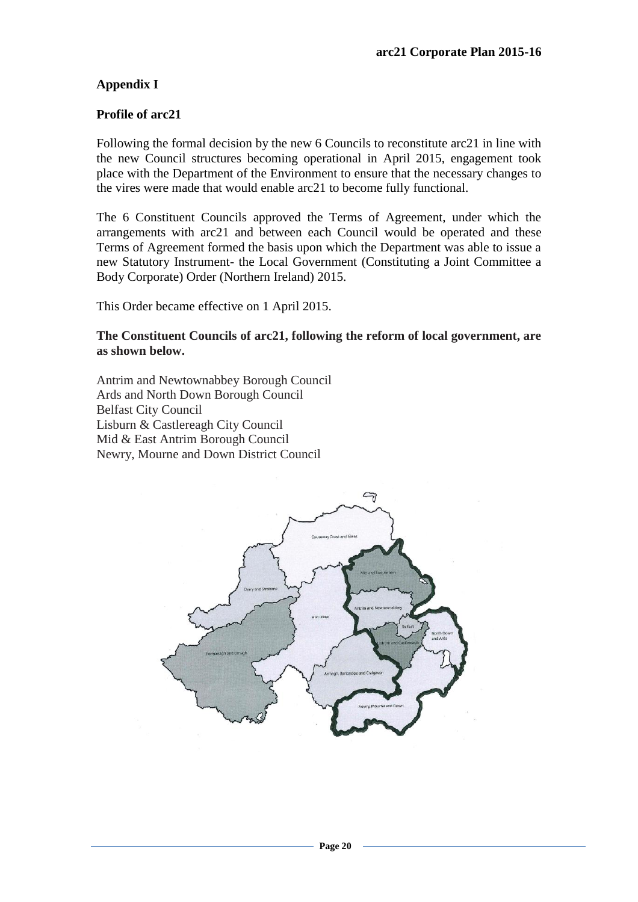## Appendix I

### Profile of arc21

Following the formal decision by the new 6 Councils to reconstitute arc21 in line with the new Council structures becoming operational in April 2015, engagement took place with the Department of the Environment to ensure that the necessary changes to the vires were made that would enable arc21 to become fully functional.

The 6 Constituent Councils approved the Terms of Agreement, under which the arrangements with arc21 and between each Council would be operated and these Terms of Agreement formed the basis upon which the Department was able to issue a new Statutory Instrument- the Local Government (Constituting a Joint Committee a Body Corporate) Order (Northern Ireland) 2015.

This Order became effective on 1 April 2015.

**The Constituent Councils of arc21, following the reform of local government, are as shown below.**

Antrim and Newtownabbey Borough Council
Ards and North Down Borough Council
Belfast City Council
Lisburn & Castlereagh City Council
Mid & East Antrim Borough Council
Newry, Mourne and Down District Council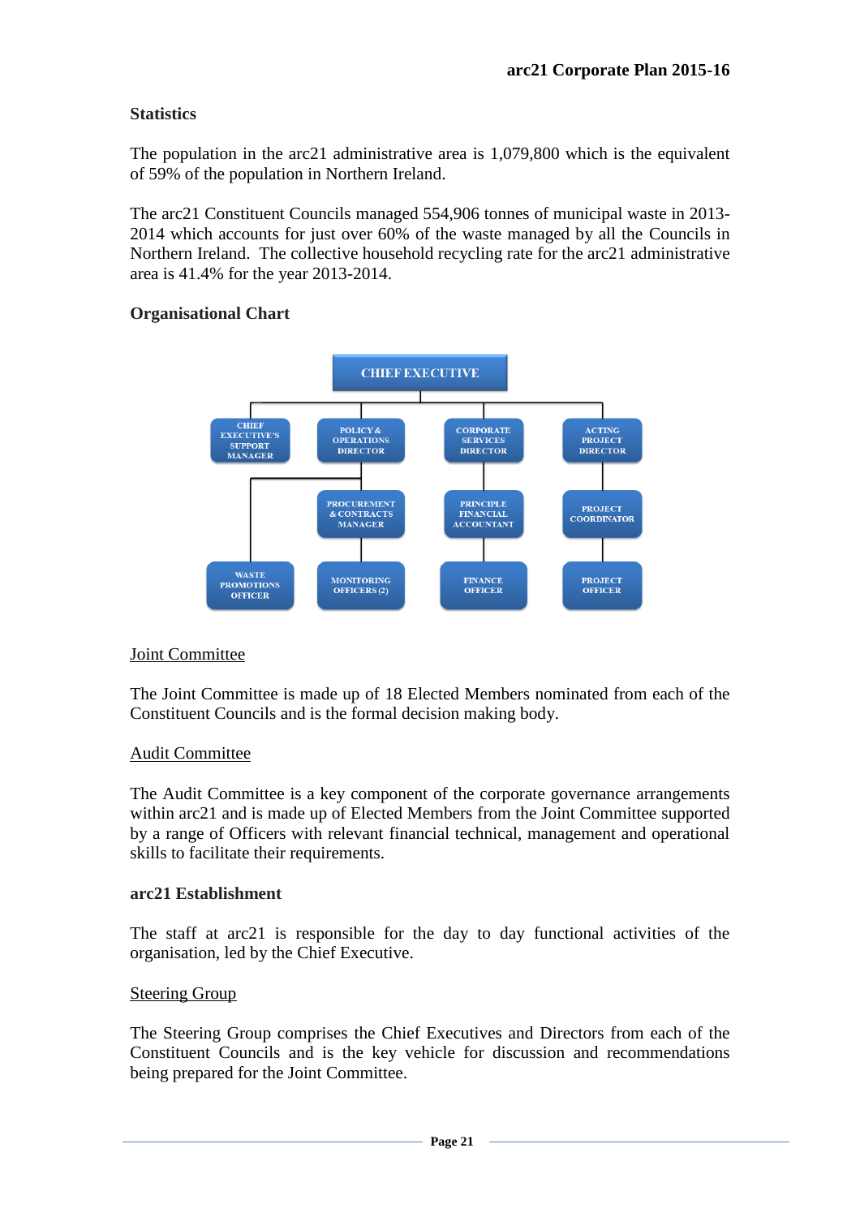## Statistics

The population in the arc21 administrative area is 1,079,800 which is the equivalent of 59% of the population in Northern Ireland.

The arc21 Constituent Councils managed 554,906 tonnes of municipal waste in 2013-2014 which accounts for just over 60% of the waste managed by all the Councils in Northern Ireland. The collective household recycling rate for the arc21 administrative area is 41.4% for the year 2013-2014.

## Organisational Chart

- CHIEF EXECUTIVE
  - CHIEF EXECUTIVE'S SUPPORT MANAGER
  - POLICY & OPERATIONS DIRECTOR
    - PROCUREMENT & CONTRACTS MANAGER
      - MONITORING OFFICERS (2)
    - WASTE PROMOTIONS OFFICER
  - CORPORATE SERVICES DIRECTOR
    - PRINCIPLE FINANCIAL ACCOUNTANT
      - FINANCE OFFICER
  - ACTING PROJECT DIRECTOR
    - PROJECT COORDINATOR
      - PROJECT OFFICER

Joint Committee

The Joint Committee is made up of 18 Elected Members nominated from each of the Constituent Councils and is the formal decision making body.

Audit Committee

The Audit Committee is a key component of the corporate governance arrangements within arc21 and is made up of Elected Members from the Joint Committee supported by a range of Officers with relevant financial technical, management and operational skills to facilitate their requirements.

## arc21 Establishment

The staff at arc21 is responsible for the day to day functional activities of the organisation, led by the Chief Executive.

Steering Group

The Steering Group comprises the Chief Executives and Directors from each of the Constituent Councils and is the key vehicle for discussion and recommendations being prepared for the Joint Committee.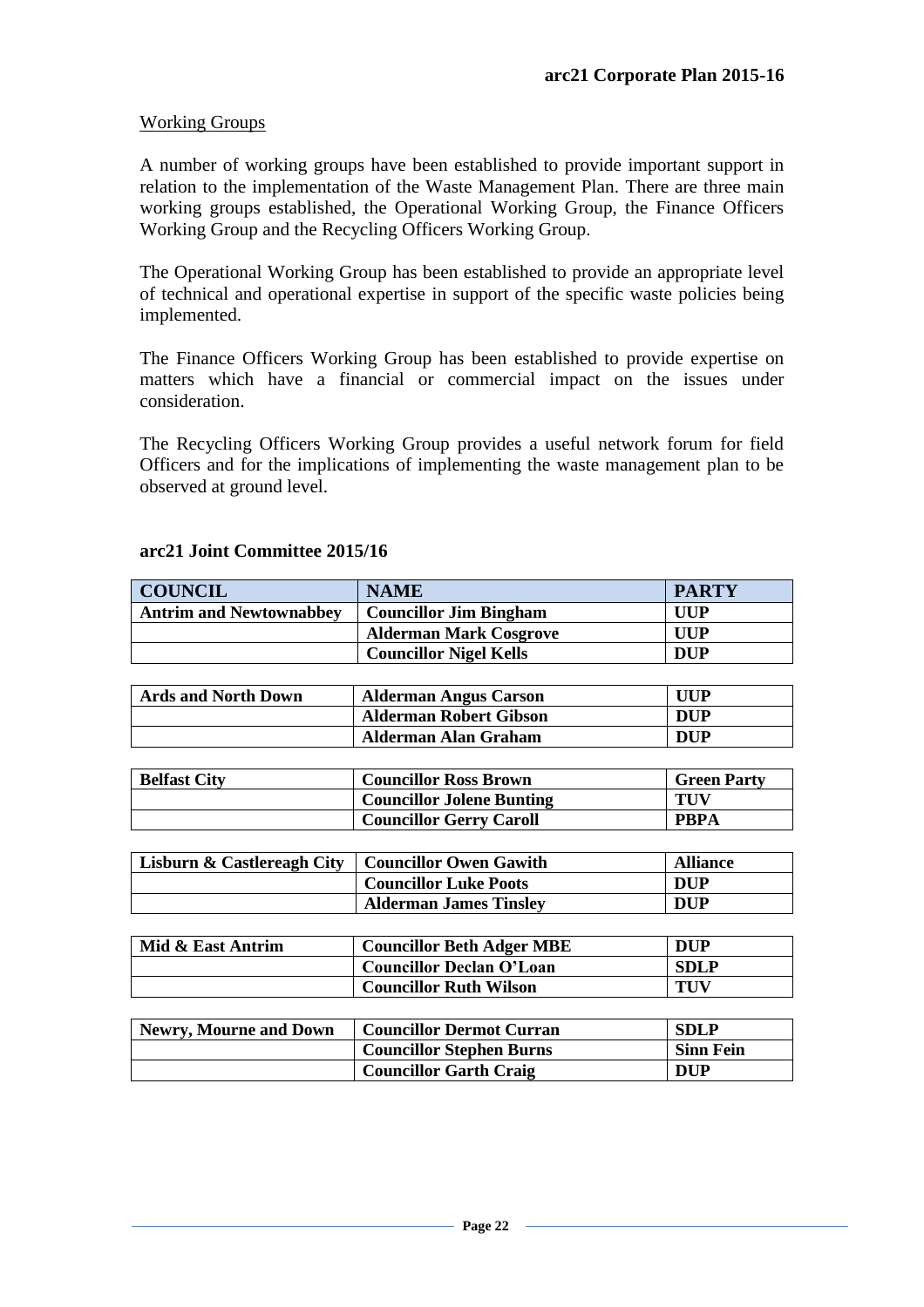## Working Groups

A number of working groups have been established to provide important support in relation to the implementation of the Waste Management Plan. There are three main working groups established, the Operational Working Group, the Finance Officers Working Group and the Recycling Officers Working Group.

The Operational Working Group has been established to provide an appropriate level of technical and operational expertise in support of the specific waste policies being implemented.

The Finance Officers Working Group has been established to provide expertise on matters which have a financial or commercial impact on the issues under consideration.

The Recycling Officers Working Group provides a useful network forum for field Officers and for the implications of implementing the waste management plan to be observed at ground level.

### arc21 Joint Committee 2015/16

| COUNCIL | NAME | PARTY |
|---|---|---|
| **Antrim and Newtownabbey** | **Councillor Jim Bingham** | **UUP** |
| | **Alderman Mark Cosgrove** | **UUP** |
| | **Councillor Nigel Kells** | **DUP** |
| **Ards and North Down** | **Alderman Angus Carson** | **UUP** |
| | **Alderman Robert Gibson** | **DUP** |
| | **Alderman Alan Graham** | **DUP** |
| **Belfast City** | **Councillor Ross Brown** | **Green Party** |
| | **Councillor Jolene Bunting** | **TUV** |
| | **Councillor Gerry Caroll** | **PBPA** |
| **Lisburn & Castlereagh City** | **Councillor Owen Gawith** | **Alliance** |
| | **Councillor Luke Poots** | **DUP** |
| | **Alderman James Tinsley** | **DUP** |
| **Mid & East Antrim** | **Councillor Beth Adger MBE** | **DUP** |
| | **Councillor Declan O'Loan** | **SDLP** |
| | **Councillor Ruth Wilson** | **TUV** |
| **Newry, Mourne and Down** | **Councillor Dermot Curran** | **SDLP** |
| | **Councillor Stephen Burns** | **Sinn Fein** |
| | **Councillor Garth Craig** | **DUP** |